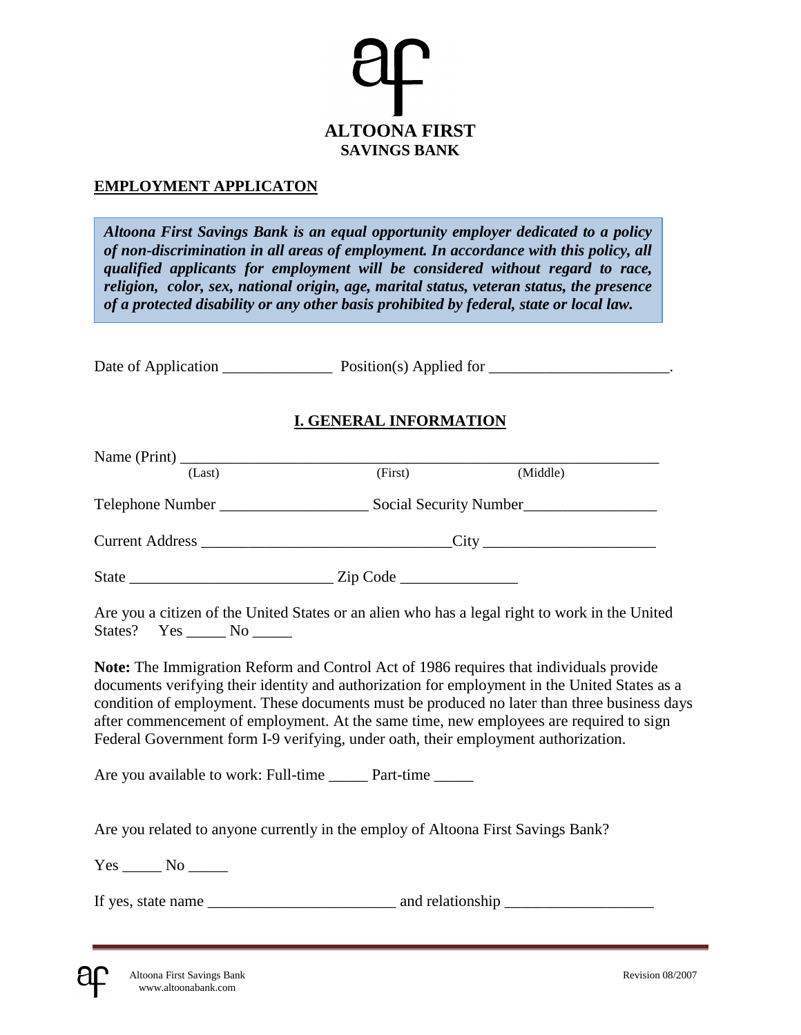# ALTOONA FIRST
## SAVINGS BANK

**EMPLOYMENT APPLICATON**

***Altoona First Savings Bank is an equal opportunity employer dedicated to a policy of non-discrimination in all areas of employment. In accordance with this policy, all qualified applicants for employment will be considered without regard to race, religion, color, sex, national origin, age, marital status, veteran status, the presence of a protected disability or any other basis prohibited by federal, state or local law.***

Date of Application ______________ Position(s) Applied for _______________________.

## I. GENERAL INFORMATION

Name (Print) ______________________________________________________________
(Last) (First) (Middle)

Telephone Number ___________________ Social Security Number_________________

Current Address _______________________________City ______________________

State _________________________ Zip Code _______________

Are you a citizen of the United States or an alien who has a legal right to work in the United States? Yes _____ No _____

**Note:** The Immigration Reform and Control Act of 1986 requires that individuals provide documents verifying their identity and authorization for employment in the United States as a condition of employment. These documents must be produced no later than three business days after commencement of employment. At the same time, new employees are required to sign Federal Government form I-9 verifying, under oath, their employment authorization.

Are you available to work: Full-time _____ Part-time _____

Are you related to anyone currently in the employ of Altoona First Savings Bank?

Yes _____ No _____

If yes, state name ________________________ and relationship ___________________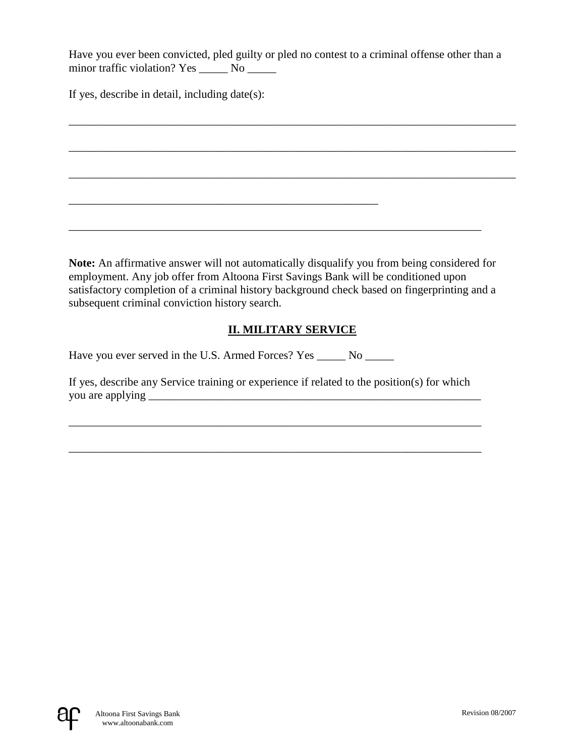Have you ever been convicted, pled guilty or pled no contest to a criminal offense other than a minor traffic violation? Yes _____ No _____

If yes, describe in detail, including date(s):

_______________________________________________________________________________

_______________________________________________________________________________

_______________________________________________________________________________

_______________________________________________________

_________________________________________________________________________

**Note:** An affirmative answer will not automatically disqualify you from being considered for employment. Any job offer from Altoona First Savings Bank will be conditioned upon satisfactory completion of a criminal history background check based on fingerprinting and a subsequent criminal conviction history search.

## II. MILITARY SERVICE

Have you ever served in the U.S. Armed Forces? Yes _____ No _____

If yes, describe any Service training or experience if related to the position(s) for which you are applying _____________________________________________________________

_________________________________________________________________________

_________________________________________________________________________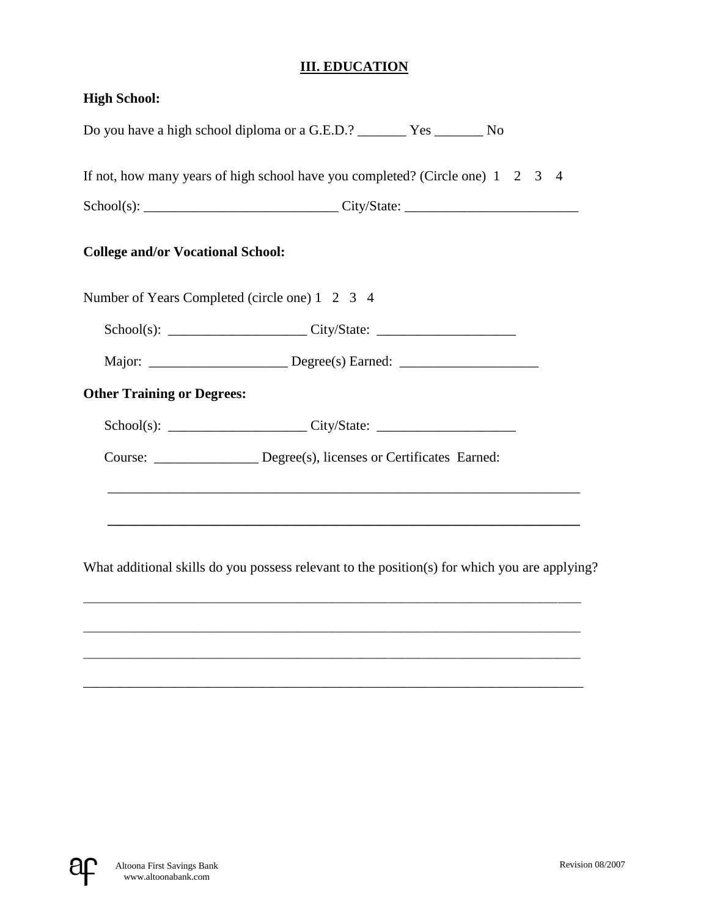# III. EDUCATION

**High School:**

Do you have a high school diploma or a G.E.D.? _______ Yes _______ No

If not, how many years of high school have you completed? (Circle one) 1 2 3 4

School(s): ___________________________ City/State: ________________________

**College and/or Vocational School:**

Number of Years Completed (circle one) 1 2 3 4

School(s): ___________________ City/State: ___________________

Major: ___________________ Degree(s) Earned: ___________________

**Other Training or Degrees:**

School(s): ___________________ City/State: ___________________

Course: _______________ Degree(s), licenses or Certificates Earned:

_____________________________________________________________________

_____________________________________________________________________

What additional skills do you possess relevant to the position(s) for which you are applying?

_____________________________________________________________________

_____________________________________________________________________

_____________________________________________________________________

_____________________________________________________________________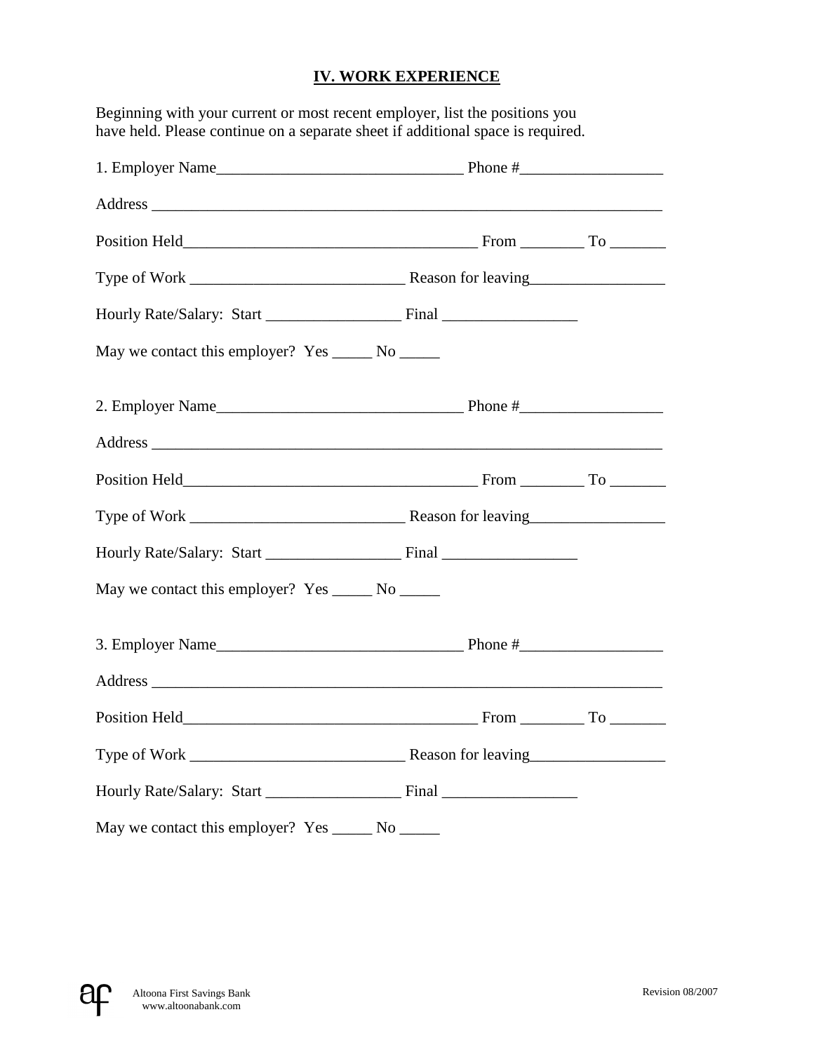## IV. WORK EXPERIENCE

Beginning with your current or most recent employer, list the positions you have held. Please continue on a separate sheet if additional space is required.

1. Employer Name_______________________________ Phone #__________________

Address _________________________________________________________________

Position Held_____________________________________ From ________ To _______

Type of Work ___________________________ Reason for leaving_________________

Hourly Rate/Salary: Start _________________ Final _________________

May we contact this employer? Yes _____ No _____

2. Employer Name_______________________________ Phone #__________________

Address _________________________________________________________________

Position Held_____________________________________ From ________ To _______

Type of Work ___________________________ Reason for leaving_________________

Hourly Rate/Salary: Start _________________ Final _________________

May we contact this employer? Yes _____ No _____

3. Employer Name_______________________________ Phone #__________________

Address _________________________________________________________________

Position Held_____________________________________ From ________ To _______

Type of Work ___________________________ Reason for leaving_________________

Hourly Rate/Salary: Start _________________ Final _________________

May we contact this employer? Yes _____ No _____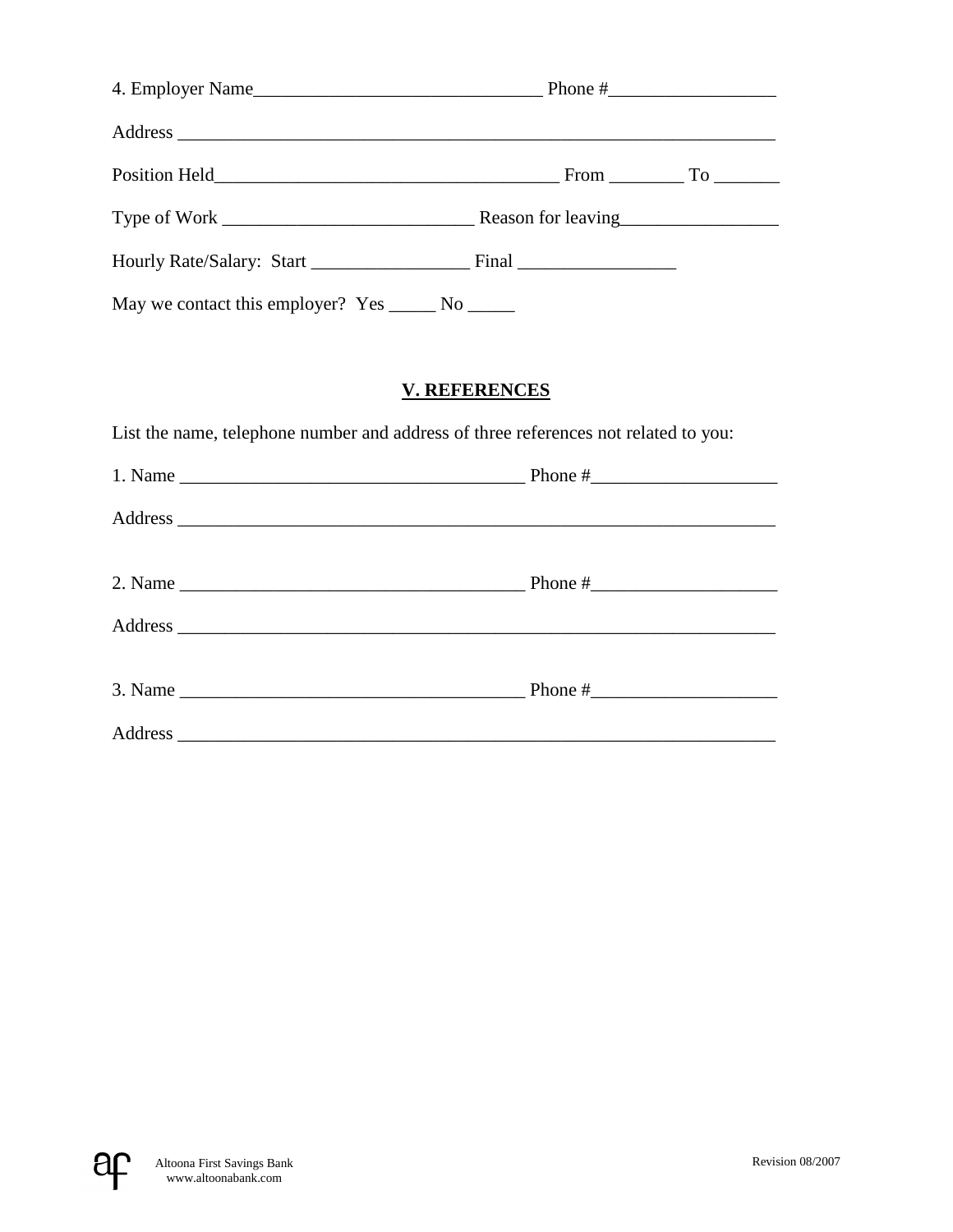4. Employer Name_______________________________ Phone #_________________

Address _________________________________________________________________

Position Held____________________________________ From ________ To _______

Type of Work ___________________________ Reason for leaving_________________

Hourly Rate/Salary: Start _________________ Final _________________

May we contact this employer? Yes _____ No _____

## V. REFERENCES

List the name, telephone number and address of three references not related to you:

1. Name _____________________________________ Phone #____________________

Address _________________________________________________________________

2. Name _____________________________________ Phone #____________________

Address _________________________________________________________________

3. Name _____________________________________ Phone #____________________

Address _________________________________________________________________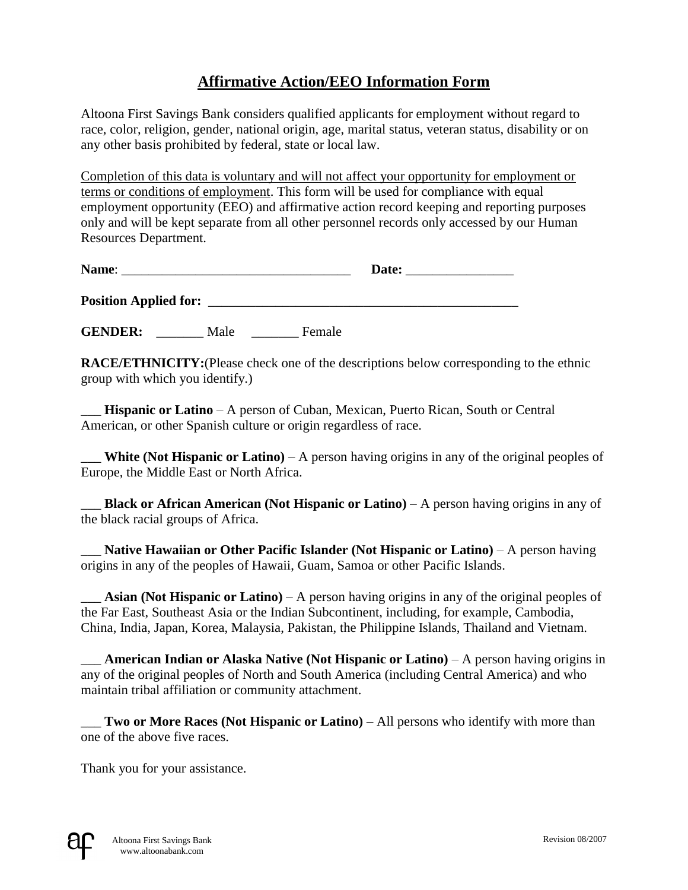# Affirmative Action/EEO Information Form

Altoona First Savings Bank considers qualified applicants for employment without regard to race, color, religion, gender, national origin, age, marital status, veteran status, disability or on any other basis prohibited by federal, state or local law.

<u>Completion of this data is voluntary and will not affect your opportunity for employment or terms or conditions of employment</u>. This form will be used for compliance with equal employment opportunity (EEO) and affirmative action record keeping and reporting purposes only and will be kept separate from all other personnel records only accessed by our Human Resources Department.

**Name**: ___________________________________ **Date:** ________________

**Position Applied for:** _______________________________________________

**GENDER:** _______ Male _______ Female

**RACE/ETHNICITY:**(Please check one of the descriptions below corresponding to the ethnic group with which you identify.)

___ **Hispanic or Latino** – A person of Cuban, Mexican, Puerto Rican, South or Central American, or other Spanish culture or origin regardless of race.

___ **White (Not Hispanic or Latino)** – A person having origins in any of the original peoples of Europe, the Middle East or North Africa.

___ **Black or African American (Not Hispanic or Latino)** – A person having origins in any of the black racial groups of Africa.

___ **Native Hawaiian or Other Pacific Islander (Not Hispanic or Latino)** – A person having origins in any of the peoples of Hawaii, Guam, Samoa or other Pacific Islands.

___ **Asian (Not Hispanic or Latino)** – A person having origins in any of the original peoples of the Far East, Southeast Asia or the Indian Subcontinent, including, for example, Cambodia, China, India, Japan, Korea, Malaysia, Pakistan, the Philippine Islands, Thailand and Vietnam.

___ **American Indian or Alaska Native (Not Hispanic or Latino)** – A person having origins in any of the original peoples of North and South America (including Central America) and who maintain tribal affiliation or community attachment.

___ **Two or More Races (Not Hispanic or Latino)** – All persons who identify with more than one of the above five races.

Thank you for your assistance.

Altoona First Savings Bank
www.altoonabank.com

Revision 08/2007